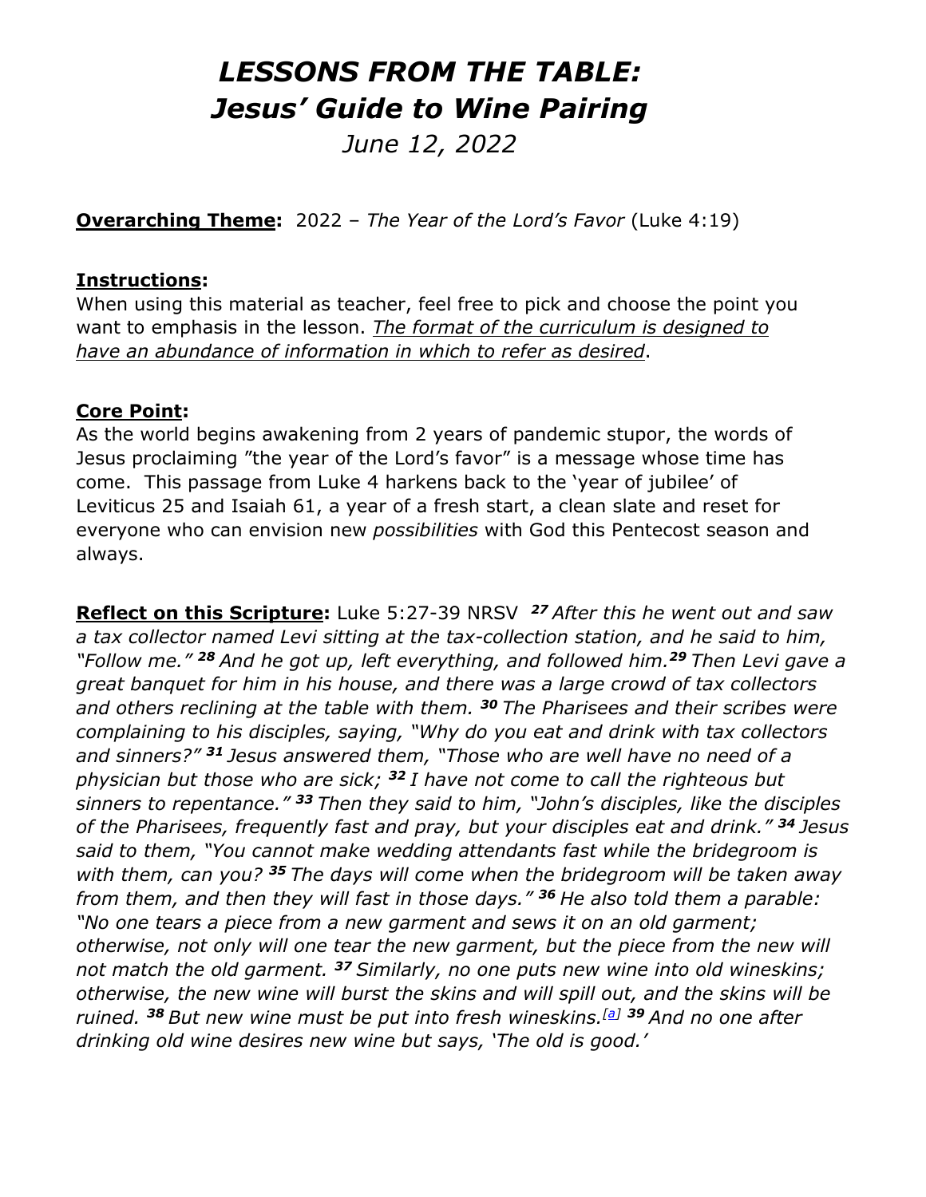# *LESSONS FROM THE TABLE: Jesus' Guide to Wine Pairing*

*June 12, 2022*

**Overarching Theme:** 2022 – *The Year of the Lord's Favor* (Luke 4:19)

**Instructions:**
When using this material as teacher, feel free to pick and choose the point you want to emphasis in the lesson. *The format of the curriculum is designed to have an abundance of information in which to refer as desired*.

**Core Point:**
As the world begins awakening from 2 years of pandemic stupor, the words of Jesus proclaiming "the year of the Lord's favor" is a message whose time has come. This passage from Luke 4 harkens back to the 'year of jubilee' of Leviticus 25 and Isaiah 61, a year of a fresh start, a clean slate and reset for everyone who can envision new *possibilities* with God this Pentecost season and always.

**Reflect on this Scripture:** Luke 5:27-39 NRSV ***27*** *After this he went out and saw a tax collector named Levi sitting at the tax-collection station, and he said to him, "Follow me."* ***28*** *And he got up, left everything, and followed him.* ***29*** *Then Levi gave a great banquet for him in his house, and there was a large crowd of tax collectors and others reclining at the table with them.* ***30*** *The Pharisees and their scribes were complaining to his disciples, saying, "Why do you eat and drink with tax collectors and sinners?"* ***31*** *Jesus answered them, "Those who are well have no need of a physician but those who are sick;* ***32*** *I have not come to call the righteous but sinners to repentance."* ***33*** *Then they said to him, "John's disciples, like the disciples of the Pharisees, frequently fast and pray, but your disciples eat and drink."* ***34*** *Jesus said to them, "You cannot make wedding attendants fast while the bridegroom is with them, can you?* ***35*** *The days will come when the bridegroom will be taken away from them, and then they will fast in those days."* ***36*** *He also told them a parable: "No one tears a piece from a new garment and sews it on an old garment; otherwise, not only will one tear the new garment, but the piece from the new will not match the old garment.* ***37*** *Similarly, no one puts new wine into old wineskins; otherwise, the new wine will burst the skins and will spill out, and the skins will be ruined.* ***38*** *But new wine must be put into fresh wineskins.*[a] ***39*** *And no one after drinking old wine desires new wine but says, 'The old is good.'*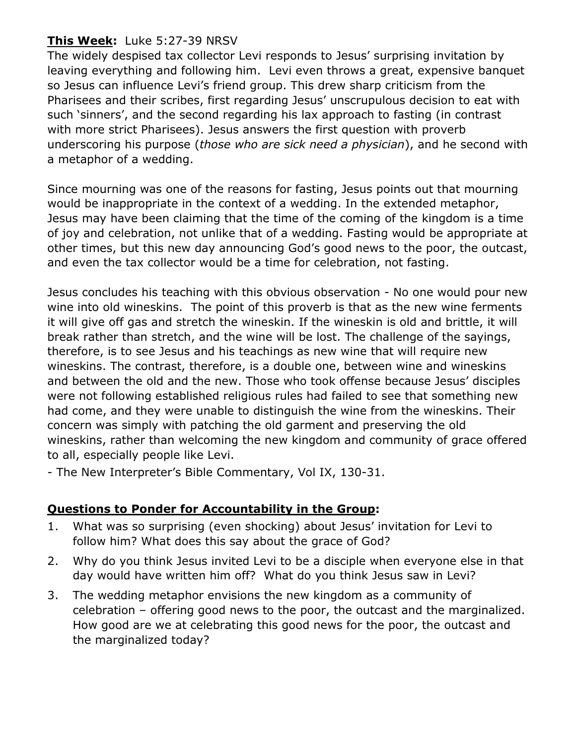**<u>This Week</u>:** Luke 5:27-39 NRSV

The widely despised tax collector Levi responds to Jesus' surprising invitation by leaving everything and following him. Levi even throws a great, expensive banquet so Jesus can influence Levi's friend group. This drew sharp criticism from the Pharisees and their scribes, first regarding Jesus' unscrupulous decision to eat with such 'sinners', and the second regarding his lax approach to fasting (in contrast with more strict Pharisees). Jesus answers the first question with proverb underscoring his purpose (*those who are sick need a physician*), and he second with a metaphor of a wedding.

Since mourning was one of the reasons for fasting, Jesus points out that mourning would be inappropriate in the context of a wedding. In the extended metaphor, Jesus may have been claiming that the time of the coming of the kingdom is a time of joy and celebration, not unlike that of a wedding. Fasting would be appropriate at other times, but this new day announcing God's good news to the poor, the outcast, and even the tax collector would be a time for celebration, not fasting.

Jesus concludes his teaching with this obvious observation - No one would pour new wine into old wineskins. The point of this proverb is that as the new wine ferments it will give off gas and stretch the wineskin. If the wineskin is old and brittle, it will break rather than stretch, and the wine will be lost. The challenge of the sayings, therefore, is to see Jesus and his teachings as new wine that will require new wineskins. The contrast, therefore, is a double one, between wine and wineskins and between the old and the new. Those who took offense because Jesus' disciples were not following established religious rules had failed to see that something new had come, and they were unable to distinguish the wine from the wineskins. Their concern was simply with patching the old garment and preserving the old wineskins, rather than welcoming the new kingdom and community of grace offered to all, especially people like Levi.

- The New Interpreter's Bible Commentary, Vol IX, 130-31.

**<u>Questions to Ponder for Accountability in the Group</u>:**

1. What was so surprising (even shocking) about Jesus' invitation for Levi to follow him? What does this say about the grace of God?
2. Why do you think Jesus invited Levi to be a disciple when everyone else in that day would have written him off? What do you think Jesus saw in Levi?
3. The wedding metaphor envisions the new kingdom as a community of celebration – offering good news to the poor, the outcast and the marginalized. How good are we at celebrating this good news for the poor, the outcast and the marginalized today?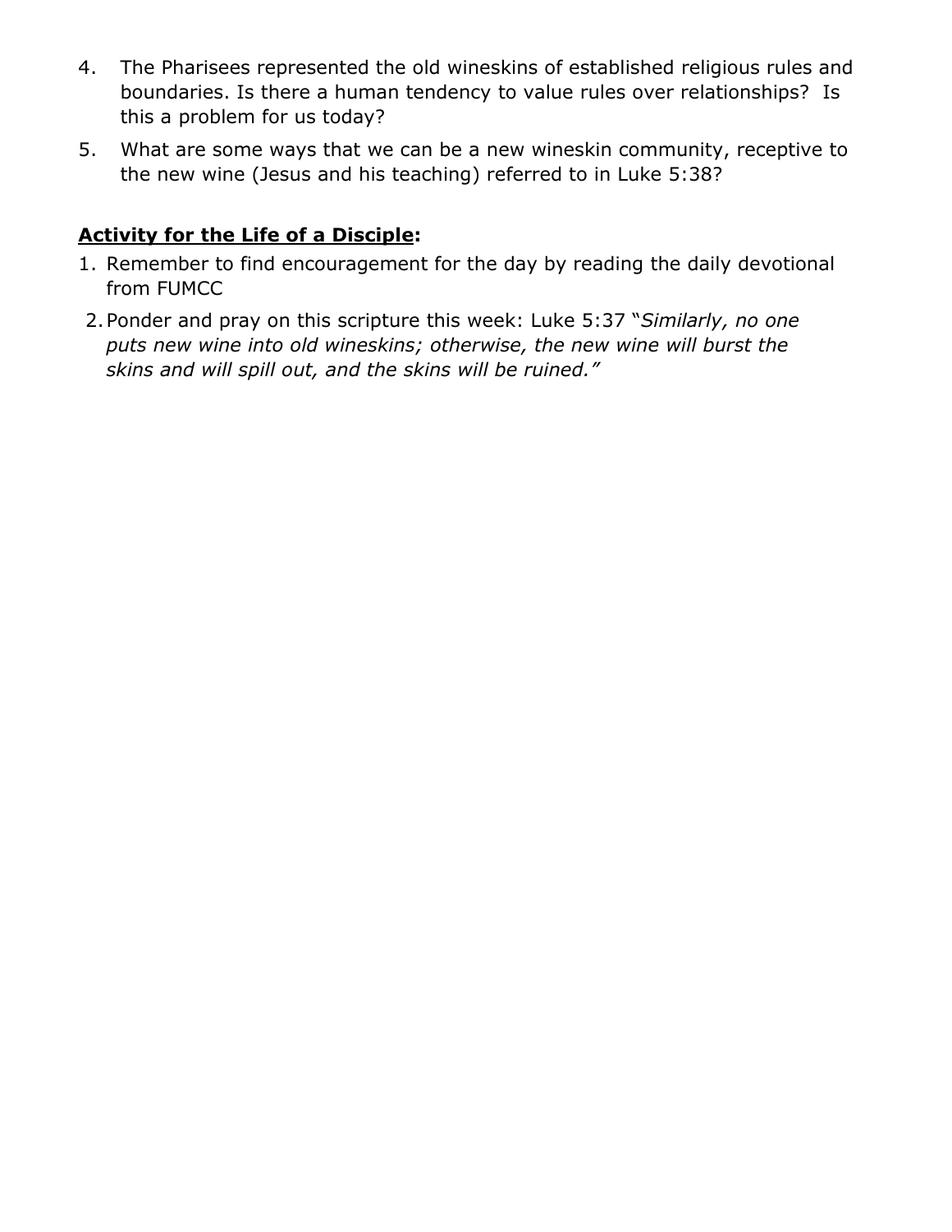4. The Pharisees represented the old wineskins of established religious rules and boundaries. Is there a human tendency to value rules over relationships? Is this a problem for us today?
5. What are some ways that we can be a new wineskin community, receptive to the new wine (Jesus and his teaching) referred to in Luke 5:38?

**Activity for the Life of a Disciple:**

1. Remember to find encouragement for the day by reading the daily devotional from FUMCC
2. Ponder and pray on this scripture this week: Luke 5:37 "*Similarly, no one puts new wine into old wineskins; otherwise, the new wine will burst the skins and will spill out, and the skins will be ruined."*